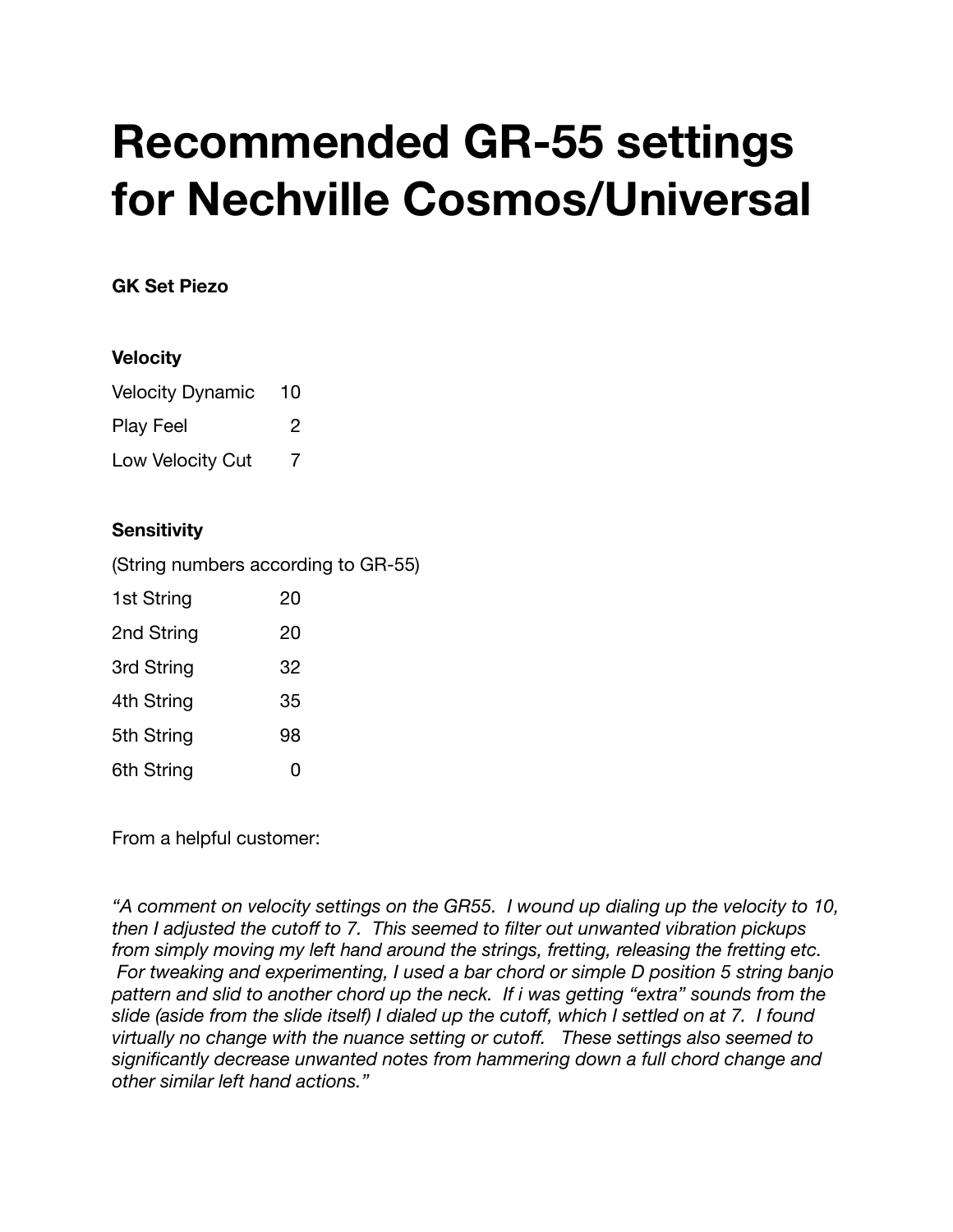# Recommended GR-55 settings for Nechville Cosmos/Universal

**GK Set Piezo**

**Velocity**

| | |
|---|---|
| Velocity Dynamic | 10 |
| Play Feel | 2 |
| Low Velocity Cut | 7 |

**Sensitivity**

(String numbers according to GR-55)

| | |
|---|---|
| 1st String | 20 |
| 2nd String | 20 |
| 3rd String | 32 |
| 4th String | 35 |
| 5th String | 98 |
| 6th String | 0 |

From a helpful customer:

*"A comment on velocity settings on the GR55. I wound up dialing up the velocity to 10, then I adjusted the cutoff to 7. This seemed to filter out unwanted vibration pickups from simply moving my left hand around the strings, fretting, releasing the fretting etc. For tweaking and experimenting, I used a bar chord or simple D position 5 string banjo pattern and slid to another chord up the neck. If i was getting "extra" sounds from the slide (aside from the slide itself) I dialed up the cutoff, which I settled on at 7. I found virtually no change with the nuance setting or cutoff. These settings also seemed to significantly decrease unwanted notes from hammering down a full chord change and other similar left hand actions."*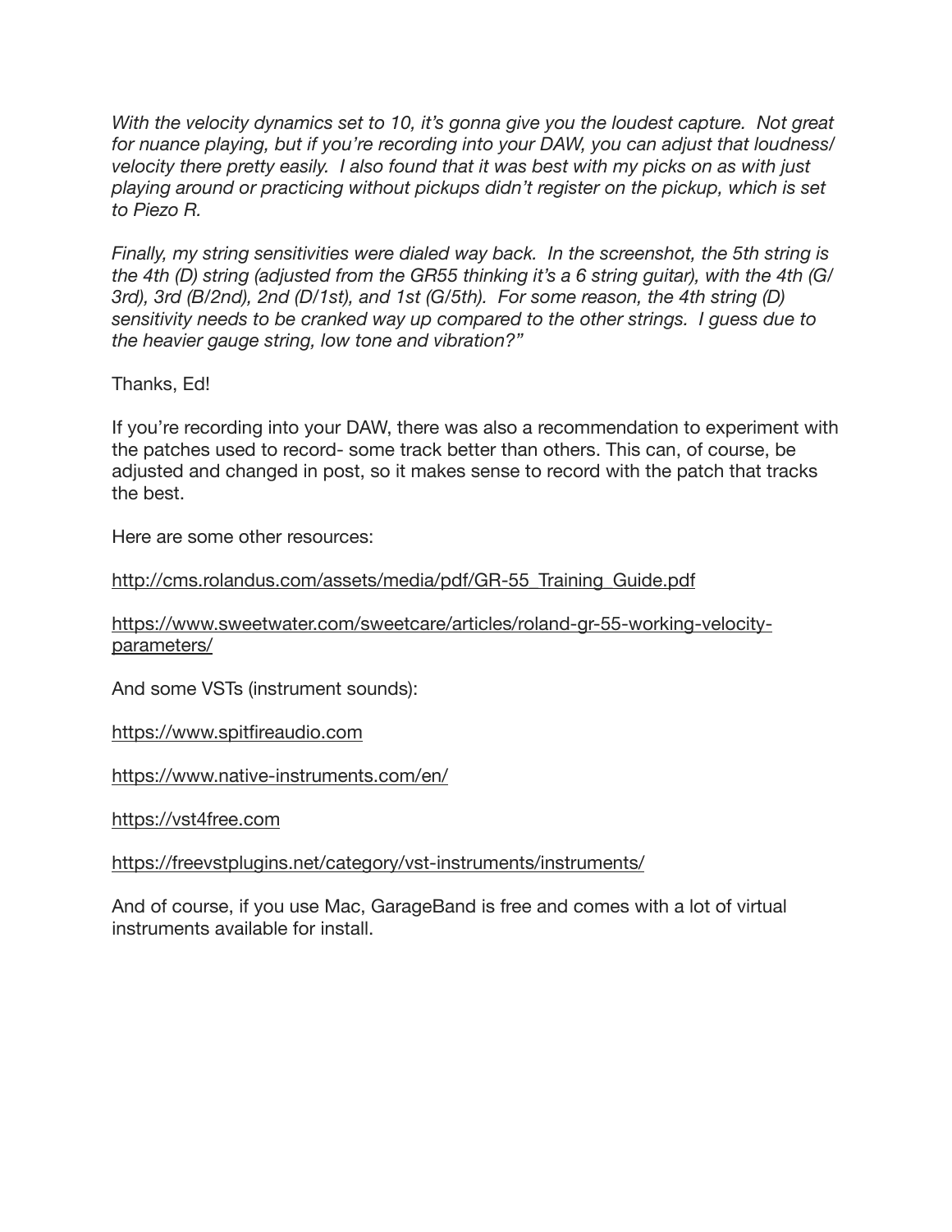*With the velocity dynamics set to 10, it's gonna give you the loudest capture. Not great for nuance playing, but if you're recording into your DAW, you can adjust that loudness/velocity there pretty easily. I also found that it was best with my picks on as with just playing around or practicing without pickups didn't register on the pickup, which is set to Piezo R.*

*Finally, my string sensitivities were dialed way back. In the screenshot, the 5th string is the 4th (D) string (adjusted from the GR55 thinking it's a 6 string guitar), with the 4th (G/3rd), 3rd (B/2nd), 2nd (D/1st), and 1st (G/5th). For some reason, the 4th string (D) sensitivity needs to be cranked way up compared to the other strings. I guess due to the heavier gauge string, low tone and vibration?"*

Thanks, Ed!

If you're recording into your DAW, there was also a recommendation to experiment with the patches used to record- some track better than others. This can, of course, be adjusted and changed in post, so it makes sense to record with the patch that tracks the best.

Here are some other resources:

http://cms.rolandus.com/assets/media/pdf/GR-55_Training_Guide.pdf

https://www.sweetwater.com/sweetcare/articles/roland-gr-55-working-velocity-parameters/

And some VSTs (instrument sounds):

https://www.spitfireaudio.com

https://www.native-instruments.com/en/

https://vst4free.com

https://freevstplugins.net/category/vst-instruments/instruments/

And of course, if you use Mac, GarageBand is free and comes with a lot of virtual instruments available for install.